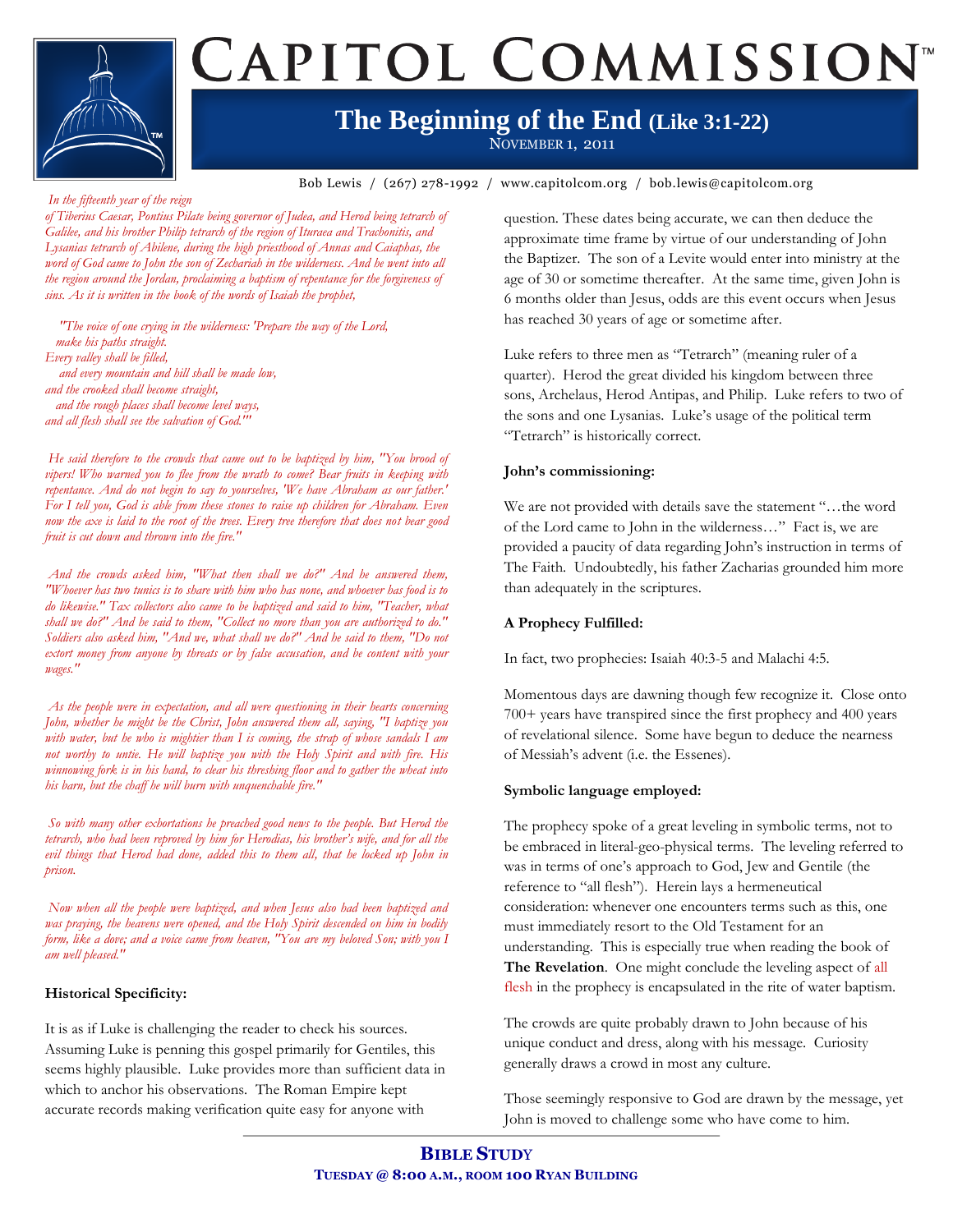# CAPITOL COMMISSION™

## The Beginning of the End (Like 3:1-22)

NOVEMBER 1, 2011

Bob Lewis / (267) 278-1992 / www.capitolcom.org / bob.lewis@capitolcom.org

*In the fifteenth year of the reign of Tiberius Caesar, Pontius Pilate being governor of Judea, and Herod being tetrarch of Galilee, and his brother Philip tetrarch of the region of Ituraea and Trachonitis, and Lysanias tetrarch of Abilene, during the high priesthood of Annas and Caiaphas, the word of God came to John the son of Zechariah in the wilderness. And he went into all the region around the Jordan, proclaiming a baptism of repentance for the forgiveness of sins. As it is written in the book of the words of Isaiah the prophet,*

*"The voice of one crying in the wilderness: 'Prepare the way of the Lord,*
*make his paths straight.*
*Every valley shall be filled,*
*and every mountain and hill shall be made low,*
*and the crooked shall become straight,*
*and the rough places shall become level ways,*
*and all flesh shall see the salvation of God.'"*

*He said therefore to the crowds that came out to be baptized by him, "You brood of vipers! Who warned you to flee from the wrath to come? Bear fruits in keeping with repentance. And do not begin to say to yourselves, 'We have Abraham as our father.' For I tell you, God is able from these stones to raise up children for Abraham. Even now the axe is laid to the root of the trees. Every tree therefore that does not bear good fruit is cut down and thrown into the fire."*

*And the crowds asked him, "What then shall we do?" And he answered them, "Whoever has two tunics is to share with him who has none, and whoever has food is to do likewise." Tax collectors also came to be baptized and said to him, "Teacher, what shall we do?" And he said to them, "Collect no more than you are authorized to do." Soldiers also asked him, "And we, what shall we do?" And he said to them, "Do not extort money from anyone by threats or by false accusation, and be content with your wages."*

*As the people were in expectation, and all were questioning in their hearts concerning John, whether he might be the Christ, John answered them all, saying, "I baptize you with water, but he who is mightier than I is coming, the strap of whose sandals I am not worthy to untie. He will baptize you with the Holy Spirit and with fire. His winnowing fork is in his hand, to clear his threshing floor and to gather the wheat into his barn, but the chaff he will burn with unquenchable fire."*

*So with many other exhortations he preached good news to the people. But Herod the tetrarch, who had been reproved by him for Herodias, his brother's wife, and for all the evil things that Herod had done, added this to them all, that he locked up John in prison.*

*Now when all the people were baptized, and when Jesus also had been baptized and was praying, the heavens were opened, and the Holy Spirit descended on him in bodily form, like a dove; and a voice came from heaven, "You are my beloved Son; with you I am well pleased."*

**Historical Specificity:**

It is as if Luke is challenging the reader to check his sources. Assuming Luke is penning this gospel primarily for Gentiles, this seems highly plausible. Luke provides more than sufficient data in which to anchor his observations. The Roman Empire kept accurate records making verification quite easy for anyone with question. These dates being accurate, we can then deduce the approximate time frame by virtue of our understanding of John the Baptizer. The son of a Levite would enter into ministry at the age of 30 or sometime thereafter. At the same time, given John is 6 months older than Jesus, odds are this event occurs when Jesus has reached 30 years of age or sometime after.

Luke refers to three men as "Tetrarch" (meaning ruler of a quarter). Herod the great divided his kingdom between three sons, Archelaus, Herod Antipas, and Philip. Luke refers to two of the sons and one Lysanias. Luke's usage of the political term "Tetrarch" is historically correct.

**John's commissioning:**

We are not provided with details save the statement "…the word of the Lord came to John in the wilderness…" Fact is, we are provided a paucity of data regarding John's instruction in terms of The Faith. Undoubtedly, his father Zacharias grounded him more than adequately in the scriptures.

**A Prophecy Fulfilled:**

In fact, two prophecies: Isaiah 40:3-5 and Malachi 4:5.

Momentous days are dawning though few recognize it. Close onto 700+ years have transpired since the first prophecy and 400 years of revelational silence. Some have begun to deduce the nearness of Messiah's advent (i.e. the Essenes).

**Symbolic language employed:**

The prophecy spoke of a great leveling in symbolic terms, not to be embraced in literal-geo-physical terms. The leveling referred to was in terms of one's approach to God, Jew and Gentile (the reference to "all flesh"). Herein lays a hermeneutical consideration: whenever one encounters terms such as this, one must immediately resort to the Old Testament for an understanding. This is especially true when reading the book of **The Revelation**. One might conclude the leveling aspect of all flesh in the prophecy is encapsulated in the rite of water baptism.

The crowds are quite probably drawn to John because of his unique conduct and dress, along with his message. Curiosity generally draws a crowd in most any culture.

Those seemingly responsive to God are drawn by the message, yet John is moved to challenge some who have come to him.

**BIBLE STUDY**
**TUESDAY @ 8:00 A.M., ROOM 100 RYAN BUILDING**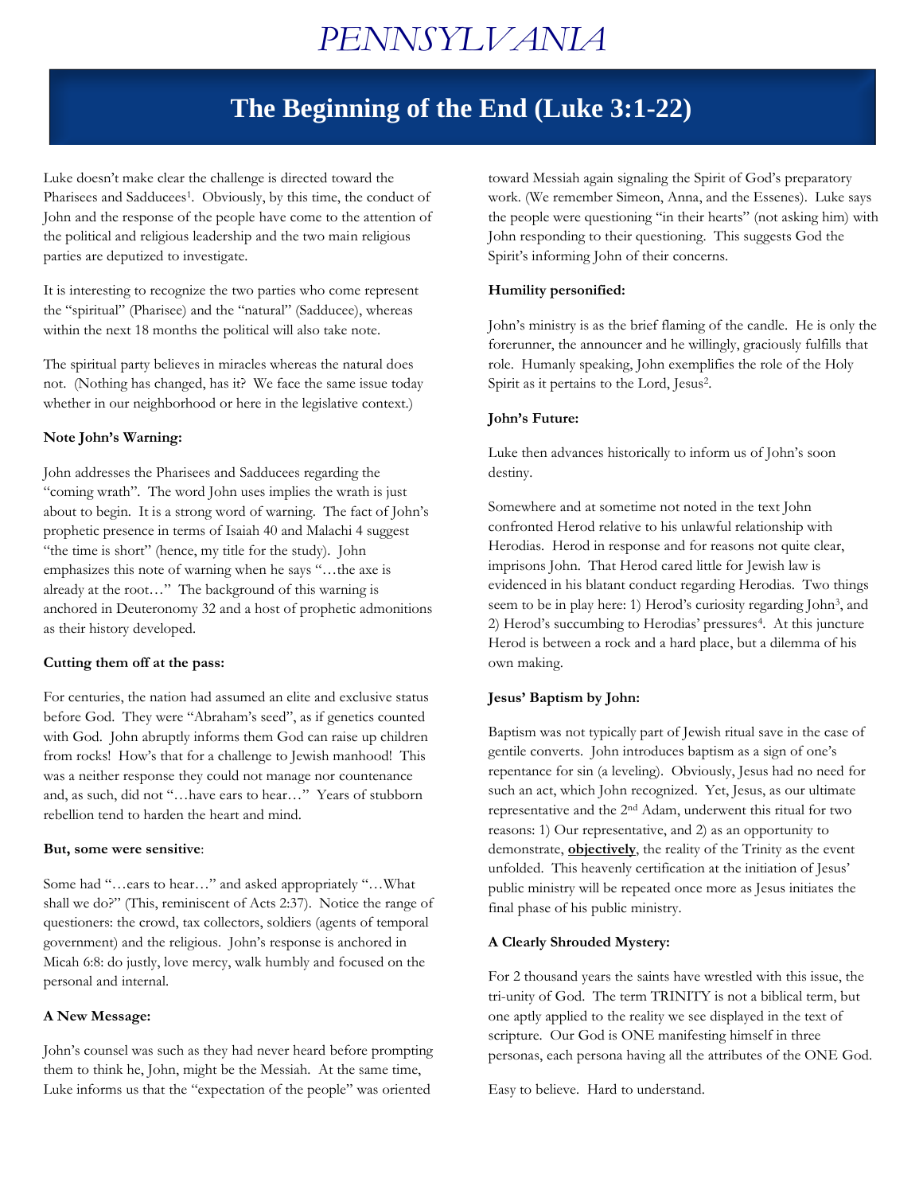# PENNSYLVANIA

## The Beginning of the End (Luke 3:1-22)

Luke doesn't make clear the challenge is directed toward the Pharisees and Sadducees[1]. Obviously, by this time, the conduct of John and the response of the people have come to the attention of the political and religious leadership and the two main religious parties are deputized to investigate.

It is interesting to recognize the two parties who come represent the "spiritual" (Pharisee) and the "natural" (Sadducee), whereas within the next 18 months the political will also take note.

The spiritual party believes in miracles whereas the natural does not. (Nothing has changed, has it? We face the same issue today whether in our neighborhood or here in the legislative context.)

**Note John's Warning:**

John addresses the Pharisees and Sadducees regarding the "coming wrath". The word John uses implies the wrath is just about to begin. It is a strong word of warning. The fact of John's prophetic presence in terms of Isaiah 40 and Malachi 4 suggest "the time is short" (hence, my title for the study). John emphasizes this note of warning when he says "…the axe is already at the root…" The background of this warning is anchored in Deuteronomy 32 and a host of prophetic admonitions as their history developed.

**Cutting them off at the pass:**

For centuries, the nation had assumed an elite and exclusive status before God. They were "Abraham's seed", as if genetics counted with God. John abruptly informs them God can raise up children from rocks! How's that for a challenge to Jewish manhood! This was a neither response they could not manage nor countenance and, as such, did not "…have ears to hear…" Years of stubborn rebellion tend to harden the heart and mind.

**But, some were sensitive**:

Some had "…ears to hear…" and asked appropriately "…What shall we do?" (This, reminiscent of Acts 2:37). Notice the range of questioners: the crowd, tax collectors, soldiers (agents of temporal government) and the religious. John's response is anchored in Micah 6:8: do justly, love mercy, walk humbly and focused on the personal and internal.

**A New Message:**

John's counsel was such as they had never heard before prompting them to think he, John, might be the Messiah. At the same time, Luke informs us that the "expectation of the people" was oriented toward Messiah again signaling the Spirit of God's preparatory work. (We remember Simeon, Anna, and the Essenes). Luke says the people were questioning "in their hearts" (not asking him) with John responding to their questioning. This suggests God the Spirit's informing John of their concerns.

**Humility personified:**

John's ministry is as the brief flaming of the candle. He is only the forerunner, the announcer and he willingly, graciously fulfills that role. Humanly speaking, John exemplifies the role of the Holy Spirit as it pertains to the Lord, Jesus[2].

**John's Future:**

Luke then advances historically to inform us of John's soon destiny.

Somewhere and at sometime not noted in the text John confronted Herod relative to his unlawful relationship with Herodias. Herod in response and for reasons not quite clear, imprisons John. That Herod cared little for Jewish law is evidenced in his blatant conduct regarding Herodias. Two things seem to be in play here: 1) Herod's curiosity regarding John[3], and 2) Herod's succumbing to Herodias' pressures[4]. At this juncture Herod is between a rock and a hard place, but a dilemma of his own making.

**Jesus' Baptism by John:**

Baptism was not typically part of Jewish ritual save in the case of gentile converts. John introduces baptism as a sign of one's repentance for sin (a leveling). Obviously, Jesus had no need for such an act, which John recognized. Yet, Jesus, as our ultimate representative and the 2nd Adam, underwent this ritual for two reasons: 1) Our representative, and 2) as an opportunity to demonstrate, **objectively**, the reality of the Trinity as the event unfolded. This heavenly certification at the initiation of Jesus' public ministry will be repeated once more as Jesus initiates the final phase of his public ministry.

**A Clearly Shrouded Mystery:**

For 2 thousand years the saints have wrestled with this issue, the tri-unity of God. The term TRINITY is not a biblical term, but one aptly applied to the reality we see displayed in the text of scripture. Our God is ONE manifesting himself in three personas, each persona having all the attributes of the ONE God.

Easy to believe. Hard to understand.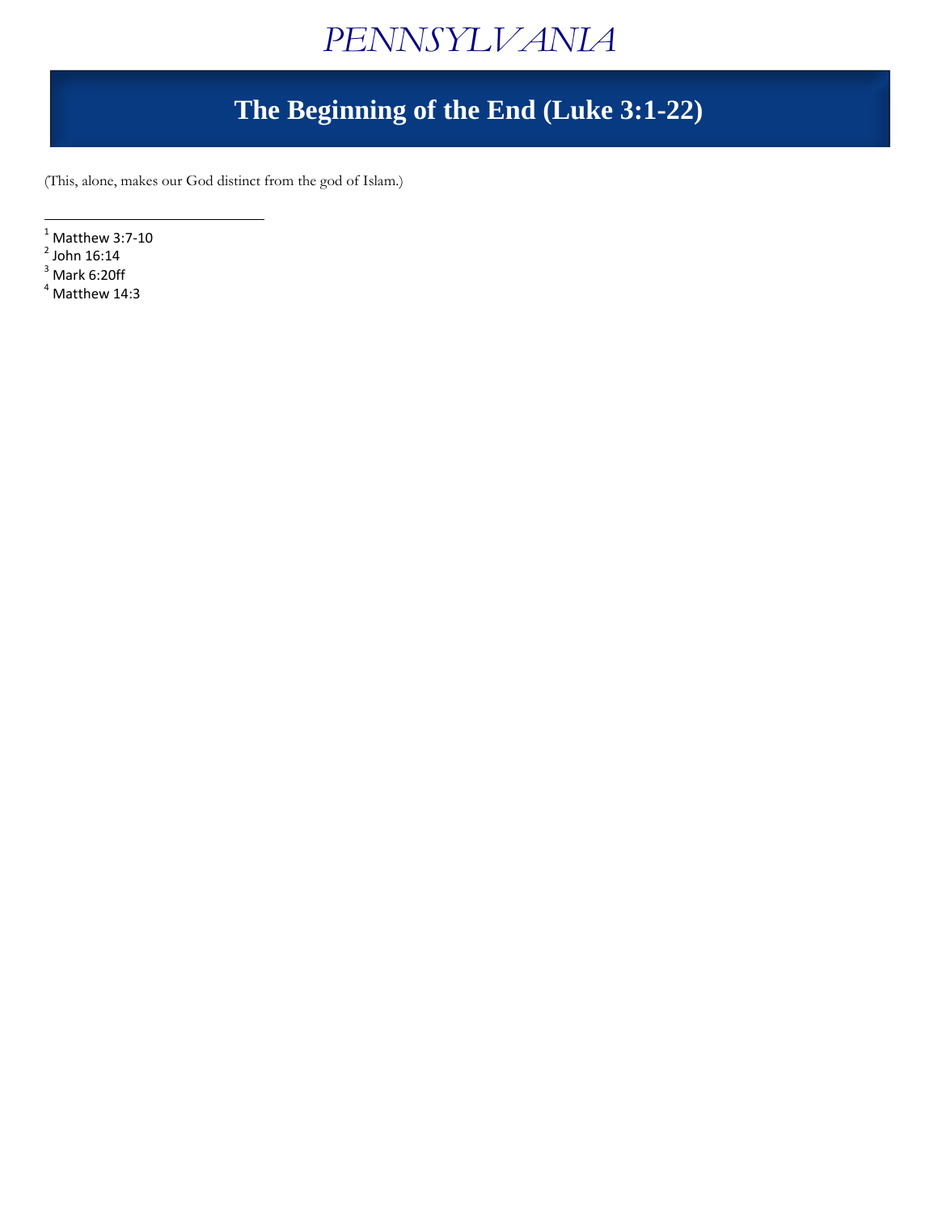(This, alone, makes our God distinct from the god of Islam.)

[1] Matthew 3:7-10
[2] John 16:14
[3] Mark 6:20ff
[4] Matthew 14:3